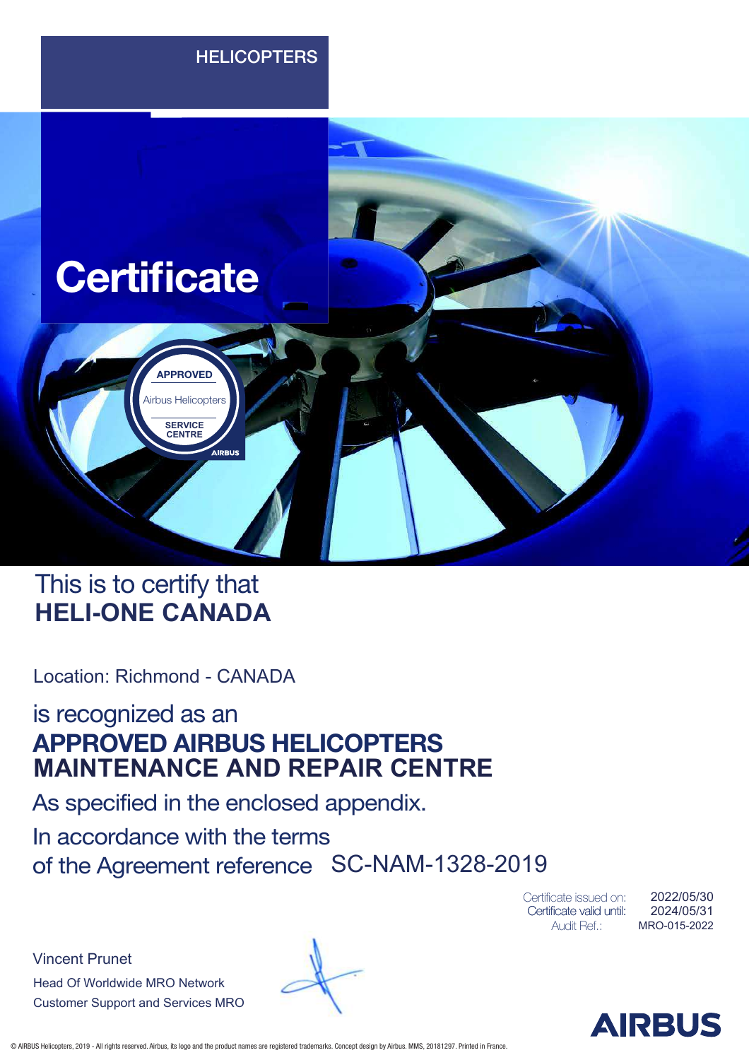HELICOPTERS

# Certificate

APPROVED

Airbus Helicopters

SERVICE CENTRE

AIRBUS

This is to certify that
**HELI-ONE CANADA**

Location: Richmond - CANADA

is recognized as an
**APPROVED AIRBUS HELICOPTERS MAINTENANCE AND REPAIR CENTRE**

As specified in the enclosed appendix.

In accordance with the terms of the Agreement reference SC-NAM-1328-2019

| | |
|---|---|
| Certificate issued on: | 2022/05/30 |
| Certificate valid until: | 2024/05/31 |
| Audit Ref.: | MRO-015-2022 |

Vincent Prunet
Head Of Worldwide MRO Network
Customer Support and Services MRO

AIRBUS

© AIRBUS Helicopters, 2019 - All rights reserved. Airbus, its logo and the product names are registered trademarks. Concept design by Airbus. MMS, 20181297. Printed in France.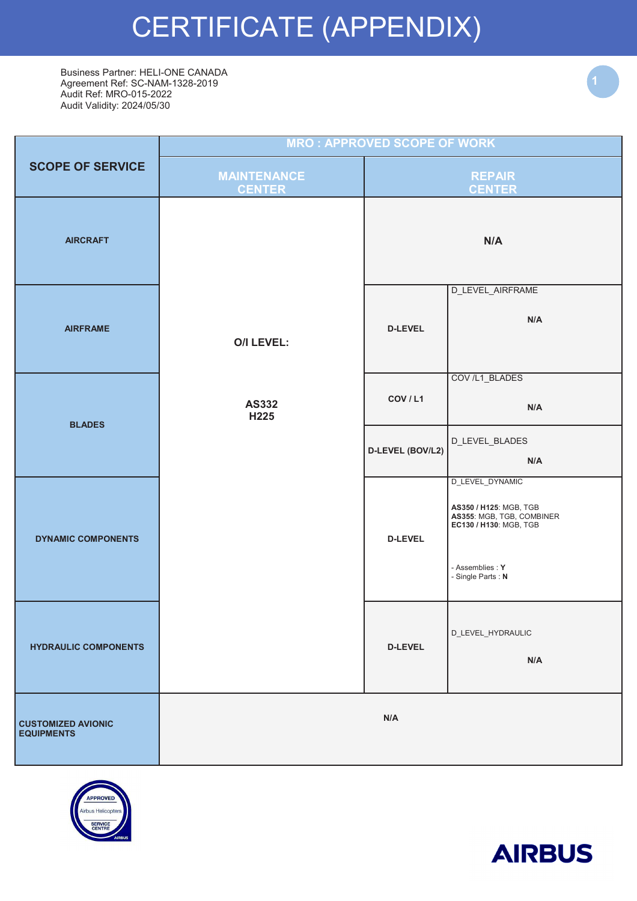# CERTIFICATE (APPENDIX)

Business Partner: HELI-ONE CANADA
Agreement Ref: SC-NAM-1328-2019
Audit Ref: MRO-015-2022
Audit Validity: 2024/05/30

| SCOPE OF SERVICE | MRO : APPROVED SCOPE OF WORK | | |
|---|---|---|---|
| | MAINTENANCE CENTER | REPAIR CENTER | |
| AIRCRAFT | O/I LEVEL: AS332 H225 | N/A | |
| AIRFRAME | | D-LEVEL | D_LEVEL_AIRFRAME N/A |
| BLADES | | COV / L1 | COV /L1_BLADES N/A |
| | | D-LEVEL (BOV/L2) | D_LEVEL_BLADES N/A |
| DYNAMIC COMPONENTS | | D-LEVEL | D_LEVEL_DYNAMIC<br>**AS350 / H125**: MGB, TGB<br>**AS355**: MGB, TGB, COMBINER<br>**EC130 / H130**: MGB, TGB<br>- Assemblies : **Y**<br>- Single Parts : **N** |
| HYDRAULIC COMPONENTS | | D-LEVEL | D_LEVEL_HYDRAULIC N/A |
| CUSTOMIZED AVIONIC EQUIPMENTS | N/A | | |

APPROVED Airbus Helicopters SERVICE CENTRE

AIRBUS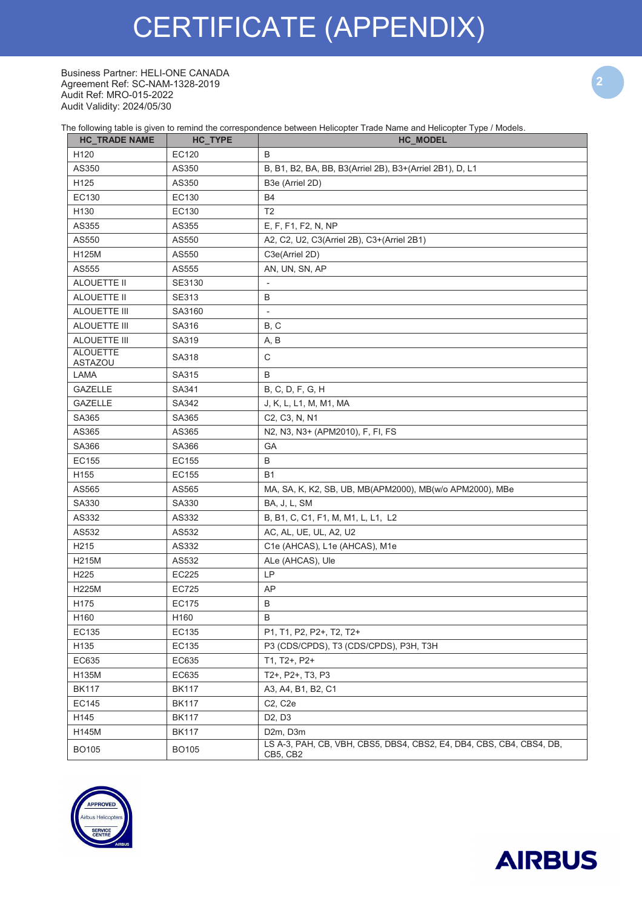# CERTIFICATE (APPENDIX)

Business Partner: HELI-ONE CANADA
Agreement Ref: SC-NAM-1328-2019
Audit Ref: MRO-015-2022
Audit Validity: 2024/05/30

The following table is given to remind the correspondence between Helicopter Trade Name and Helicopter Type / Models.

| HC_TRADE NAME | HC_TYPE | HC_MODEL |
|---|---|---|
| H120 | EC120 | B |
| AS350 | AS350 | B, B1, B2, BA, BB, B3(Arriel 2B), B3+(Arriel 2B1), D, L1 |
| H125 | AS350 | B3e (Arriel 2D) |
| EC130 | EC130 | B4 |
| H130 | EC130 | T2 |
| AS355 | AS355 | E, F, F1, F2, N, NP |
| AS550 | AS550 | A2, C2, U2, C3(Arriel 2B), C3+(Arriel 2B1) |
| H125M | AS550 | C3e(Arriel 2D) |
| AS555 | AS555 | AN, UN, SN, AP |
| ALOUETTE II | SE3130 | - |
| ALOUETTE II | SE313 | B |
| ALOUETTE III | SA3160 | - |
| ALOUETTE III | SA316 | B, C |
| ALOUETTE III | SA319 | A, B |
| ALOUETTE ASTAZOU | SA318 | C |
| LAMA | SA315 | B |
| GAZELLE | SA341 | B, C, D, F, G, H |
| GAZELLE | SA342 | J, K, L, L1, M, M1, MA |
| SA365 | SA365 | C2, C3, N, N1 |
| AS365 | AS365 | N2, N3, N3+ (APM2010), F, FI, FS |
| SA366 | SA366 | GA |
| EC155 | EC155 | B |
| H155 | EC155 | B1 |
| AS565 | AS565 | MA, SA, K, K2, SB, UB, MB(APM2000), MB(w/o APM2000), MBe |
| SA330 | SA330 | BA, J, L, SM |
| AS332 | AS332 | B, B1, C, C1, F1, M, M1, L, L1, L2 |
| AS532 | AS532 | AC, AL, UE, UL, A2, U2 |
| H215 | AS332 | C1e (AHCAS), L1e (AHCAS), M1e |
| H215M | AS532 | ALe (AHCAS), Ule |
| H225 | EC225 | LP |
| H225M | EC725 | AP |
| H175 | EC175 | B |
| H160 | H160 | B |
| EC135 | EC135 | P1, T1, P2, P2+, T2, T2+ |
| H135 | EC135 | P3 (CDS/CPDS), T3 (CDS/CPDS), P3H, T3H |
| EC635 | EC635 | T1, T2+, P2+ |
| H135M | EC635 | T2+, P2+, T3, P3 |
| BK117 | BK117 | A3, A4, B1, B2, C1 |
| EC145 | BK117 | C2, C2e |
| H145 | BK117 | D2, D3 |
| H145M | BK117 | D2m, D3m |
| BO105 | BO105 | LS A-3, PAH, CB, VBH, CBS5, DBS4, CBS2, E4, DB4, CBS, CB4, CBS4, DB, CB5, CB2 |

APPROVED Airbus Helicopters SERVICE CENTRE

AIRBUS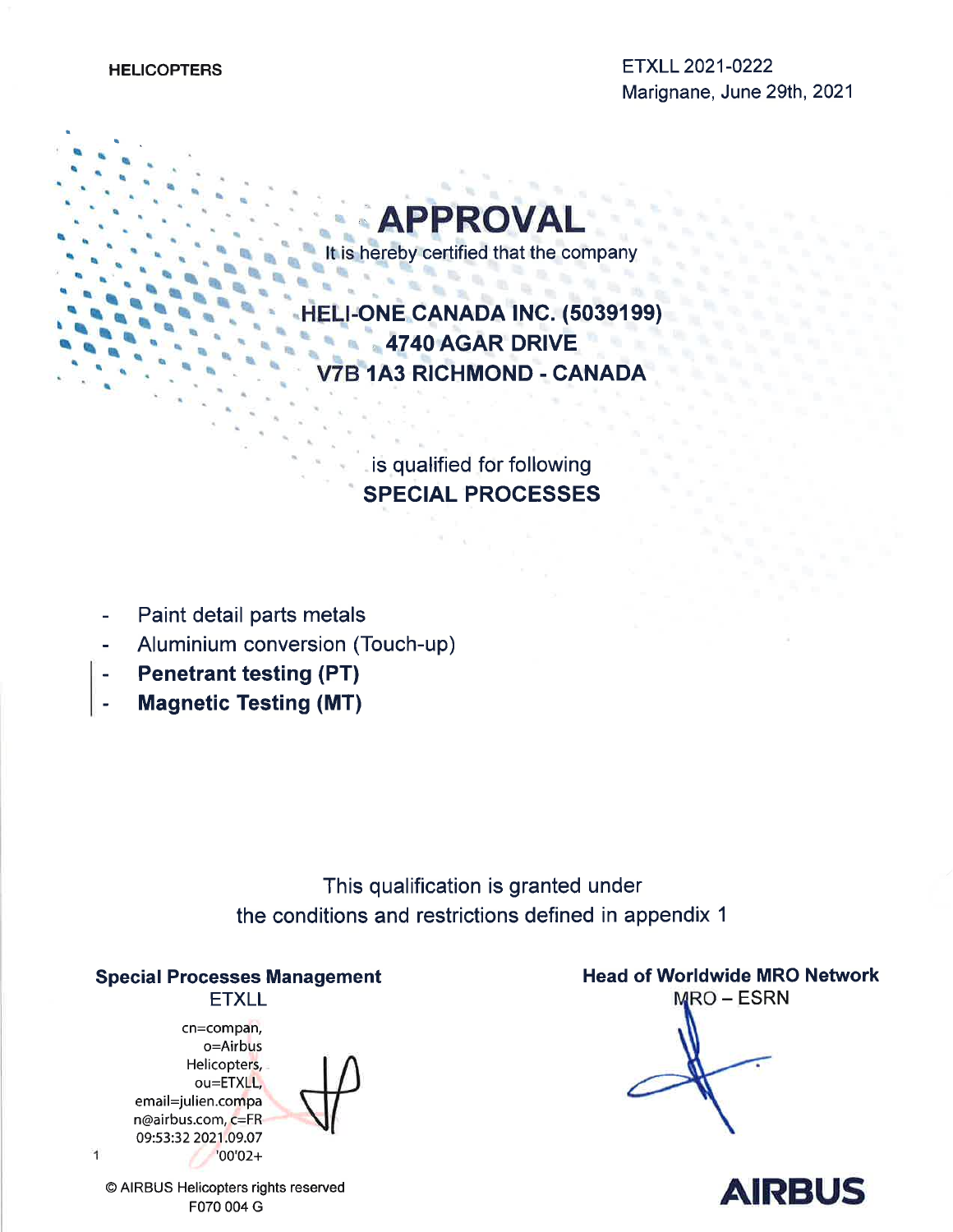HELICOPTERS

ETXLL 2021-0222
Marignane, June 29th, 2021

# APPROVAL

It is hereby certified that the company

**HELI-ONE CANADA INC. (5039199)**
**4740 AGAR DRIVE**
**V7B 1A3 RICHMOND - CANADA**

is qualified for following
**SPECIAL PROCESSES**

- Paint detail parts metals
- Aluminium conversion (Touch-up)
- **Penetrant testing (PT)**
- **Magnetic Testing (MT)**

This qualification is granted under
the conditions and restrictions defined in appendix 1

**Special Processes Management**
ETXLL

cn=compan, o=Airbus Helicopters, ou=ETXLL, email=julien.compan@airbus.com, c=FR
09:53:32 2021.09.07 '00'02+

**Head of Worldwide MRO Network**
MRO – ESRN

© AIRBUS Helicopters rights reserved
F070 004 G

AIRBUS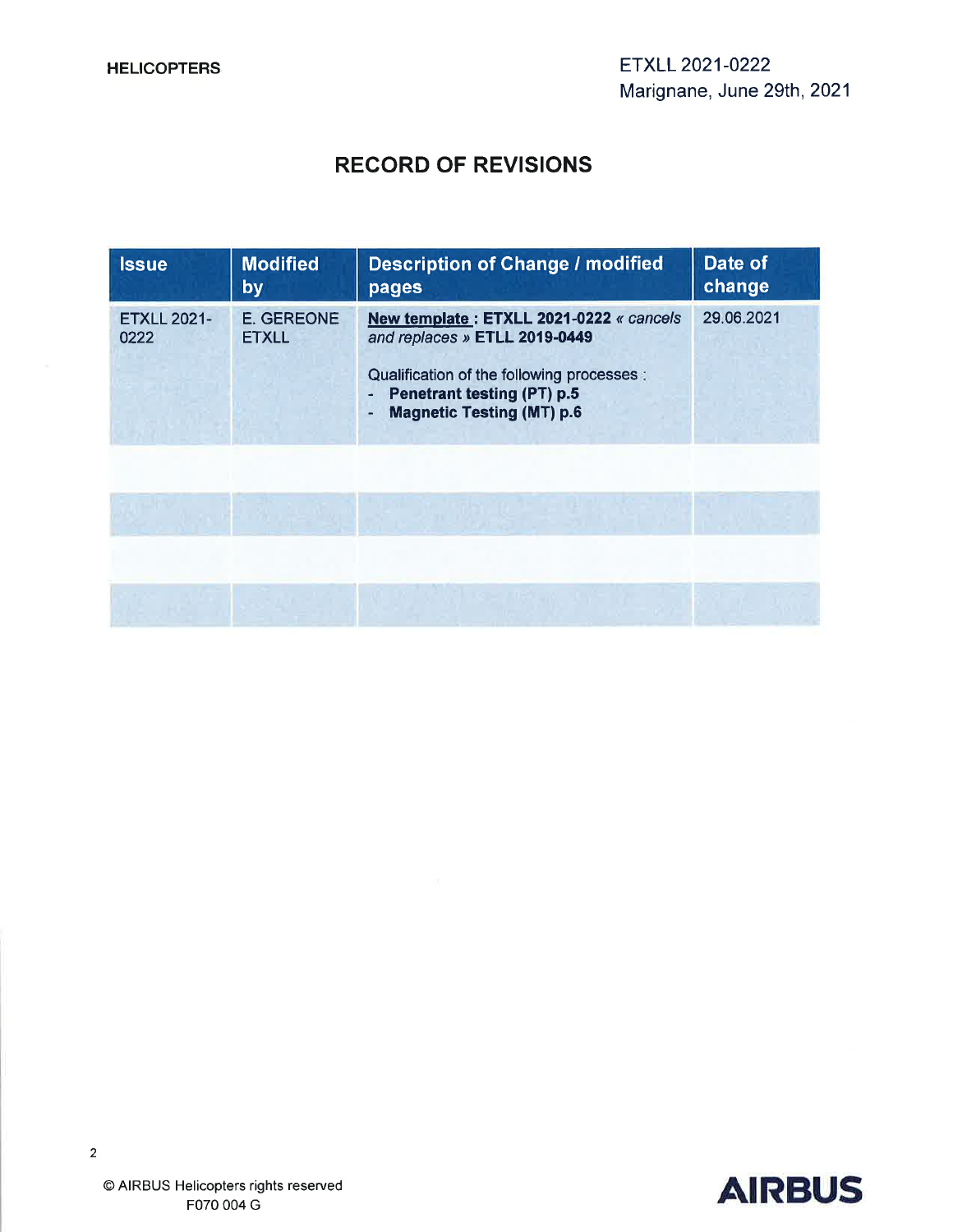**HELICOPTERS**

ETXLL 2021-0222
Marignane, June 29th, 2021

# RECORD OF REVISIONS

| Issue | Modified by | Description of Change / modified pages | Date of change |
|---|---|---|---|
| ETXLL 2021-0222 | E. GEREONE ETXLL | **New template : ETXLL 2021-0222** *« cancels and replaces »* **ETLL 2019-0449**<br><br>Qualification of the following processes :<br>- **Penetrant testing (PT) p.5**<br>- **Magnetic Testing (MT) p.6** | 29.06.2021 |
| | | | |
| | | | |
| | | | |
| | | | |

© AIRBUS Helicopters rights reserved
F070 004 G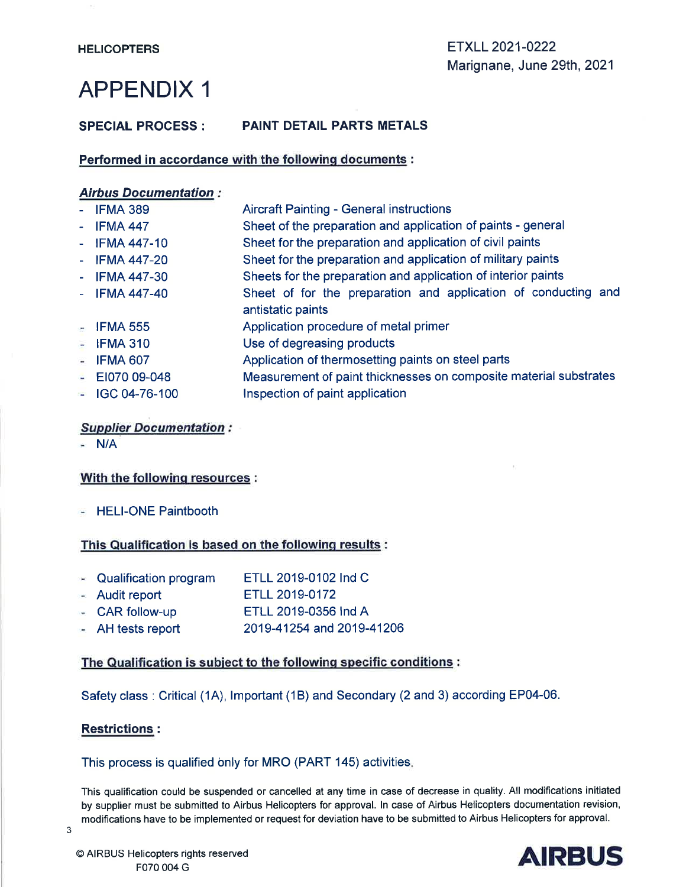HELICOPTERS

ETXLL 2021-0222
Marignane, June 29th, 2021

# APPENDIX 1

**SPECIAL PROCESS : PAINT DETAIL PARTS METALS**

**Performed in accordance with the following documents :**

***Airbus Documentation :***

| | |
|---|---|
| - IFMA 389 | Aircraft Painting - General instructions |
| - IFMA 447 | Sheet of the preparation and application of paints - general |
| - IFMA 447-10 | Sheet for the preparation and application of civil paints |
| - IFMA 447-20 | Sheet for the preparation and application of military paints |
| - IFMA 447-30 | Sheets for the preparation and application of interior paints |
| - IFMA 447-40 | Sheet of for the preparation and application of conducting and antistatic paints |
| - IFMA 555 | Application procedure of metal primer |
| - IFMA 310 | Use of degreasing products |
| - IFMA 607 | Application of thermosetting paints on steel parts |
| - EI070 09-048 | Measurement of paint thicknesses on composite material substrates |
| - IGC 04-76-100 | Inspection of paint application |

***Supplier Documentation :***

- N/A

**With the following resources :**

- HELI-ONE Paintbooth

**This Qualification is based on the following results :**

| | |
|---|---|
| - Qualification program | ETLL 2019-0102 Ind C |
| - Audit report | ETLL 2019-0172 |
| - CAR follow-up | ETLL 2019-0356 Ind A |
| - AH tests report | 2019-41254 and 2019-41206 |

**The Qualification is subject to the following specific conditions :**

Safety class : Critical (1A), Important (1B) and Secondary (2 and 3) according EP04-06.

**Restrictions :**

This process is qualified only for MRO (PART 145) activities.

This qualification could be suspended or cancelled at any time in case of decrease in quality. All modifications initiated by supplier must be submitted to Airbus Helicopters for approval. In case of Airbus Helicopters documentation revision, modifications have to be implemented or request for deviation have to be submitted to Airbus Helicopters for approval.

© AIRBUS Helicopters rights reserved
F070 004 G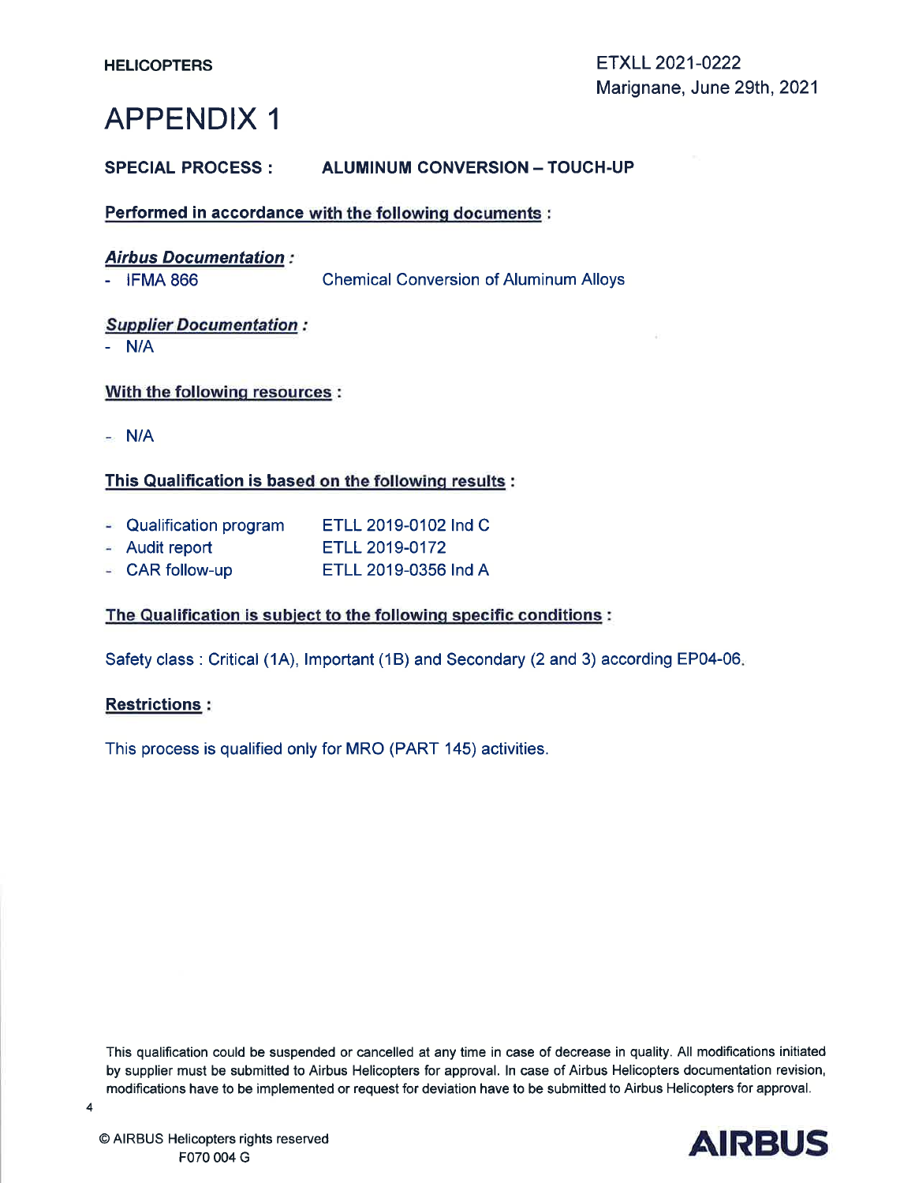**HELICOPTERS**

ETXLL 2021-0222
Marignane, June 29th, 2021

# APPENDIX 1

**SPECIAL PROCESS : ALUMINUM CONVERSION – TOUCH-UP**

**Performed in accordance with the following documents :**

***Airbus Documentation :***

- IFMA 866 Chemical Conversion of Aluminum Alloys

***Supplier Documentation :***

- N/A

**With the following resources :**

- N/A

**This Qualification is based on the following results :**

- Qualification program ETLL 2019-0102 Ind C
- Audit report ETLL 2019-0172
- CAR follow-up ETLL 2019-0356 Ind A

**The Qualification is subject to the following specific conditions :**

Safety class : Critical (1A), Important (1B) and Secondary (2 and 3) according EP04-06.

**Restrictions :**

This process is qualified only for MRO (PART 145) activities.

This qualification could be suspended or cancelled at any time in case of decrease in quality. All modifications initiated by supplier must be submitted to Airbus Helicopters for approval. In case of Airbus Helicopters documentation revision, modifications have to be implemented or request for deviation have to be submitted to Airbus Helicopters for approval.

© AIRBUS Helicopters rights reserved
F070 004 G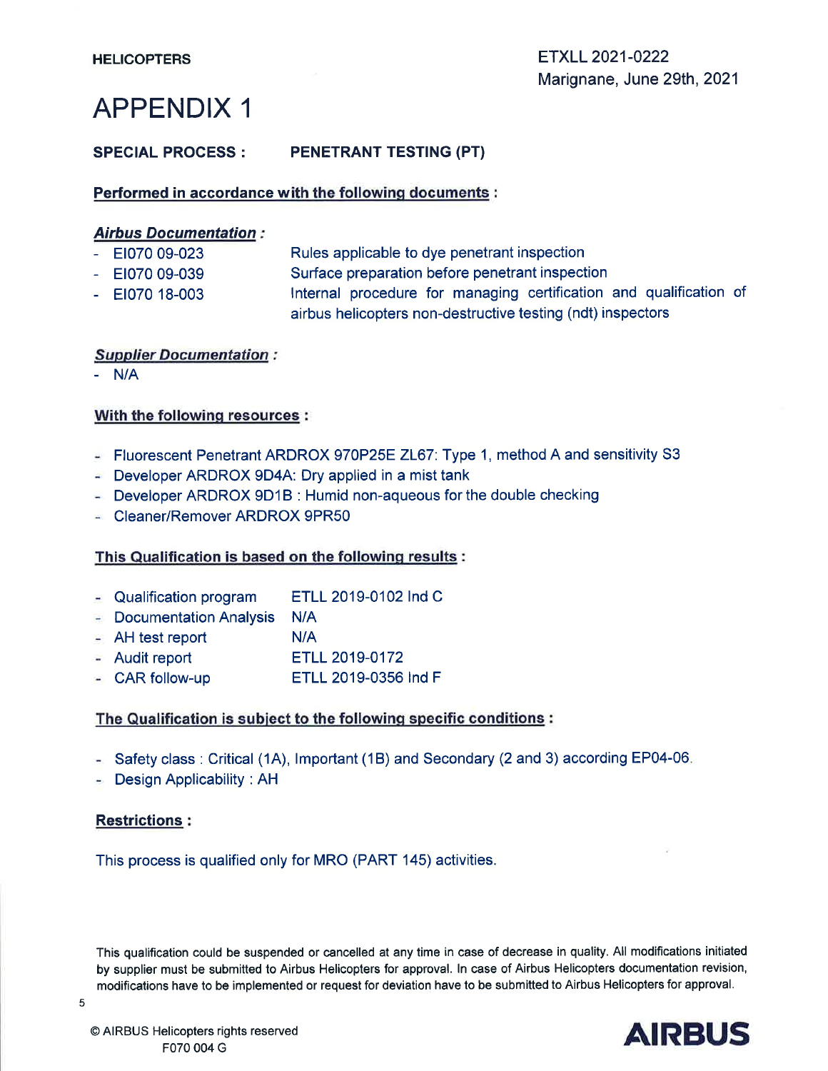**HELICOPTERS**

ETXLL 2021-0222
Marignane, June 29th, 2021

# APPENDIX 1

**SPECIAL PROCESS : PENETRANT TESTING (PT)**

**Performed in accordance with the following documents :**

***Airbus Documentation :***

- EI070 09-023 — Rules applicable to dye penetrant inspection
- EI070 09-039 — Surface preparation before penetrant inspection
- EI070 18-003 — Internal procedure for managing certification and qualification of airbus helicopters non-destructive testing (ndt) inspectors

***Supplier Documentation :***

- N/A

**With the following resources :**

- Fluorescent Penetrant ARDROX 970P25E ZL67: Type 1, method A and sensitivity S3
- Developer ARDROX 9D4A: Dry applied in a mist tank
- Developer ARDROX 9D1B : Humid non-aqueous for the double checking
- Cleaner/Remover ARDROX 9PR50

**This Qualification is based on the following results :**

- Qualification program — ETLL 2019-0102 Ind C
- Documentation Analysis — N/A
- AH test report — N/A
- Audit report — ETLL 2019-0172
- CAR follow-up — ETLL 2019-0356 Ind F

**The Qualification is subject to the following specific conditions :**

- Safety class : Critical (1A), Important (1B) and Secondary (2 and 3) according EP04-06.
- Design Applicability : AH

**Restrictions :**

This process is qualified only for MRO (PART 145) activities.

This qualification could be suspended or cancelled at any time in case of decrease in quality. All modifications initiated by supplier must be submitted to Airbus Helicopters for approval. In case of Airbus Helicopters documentation revision, modifications have to be implemented or request for deviation have to be submitted to Airbus Helicopters for approval.

© AIRBUS Helicopters rights reserved
F070 004 G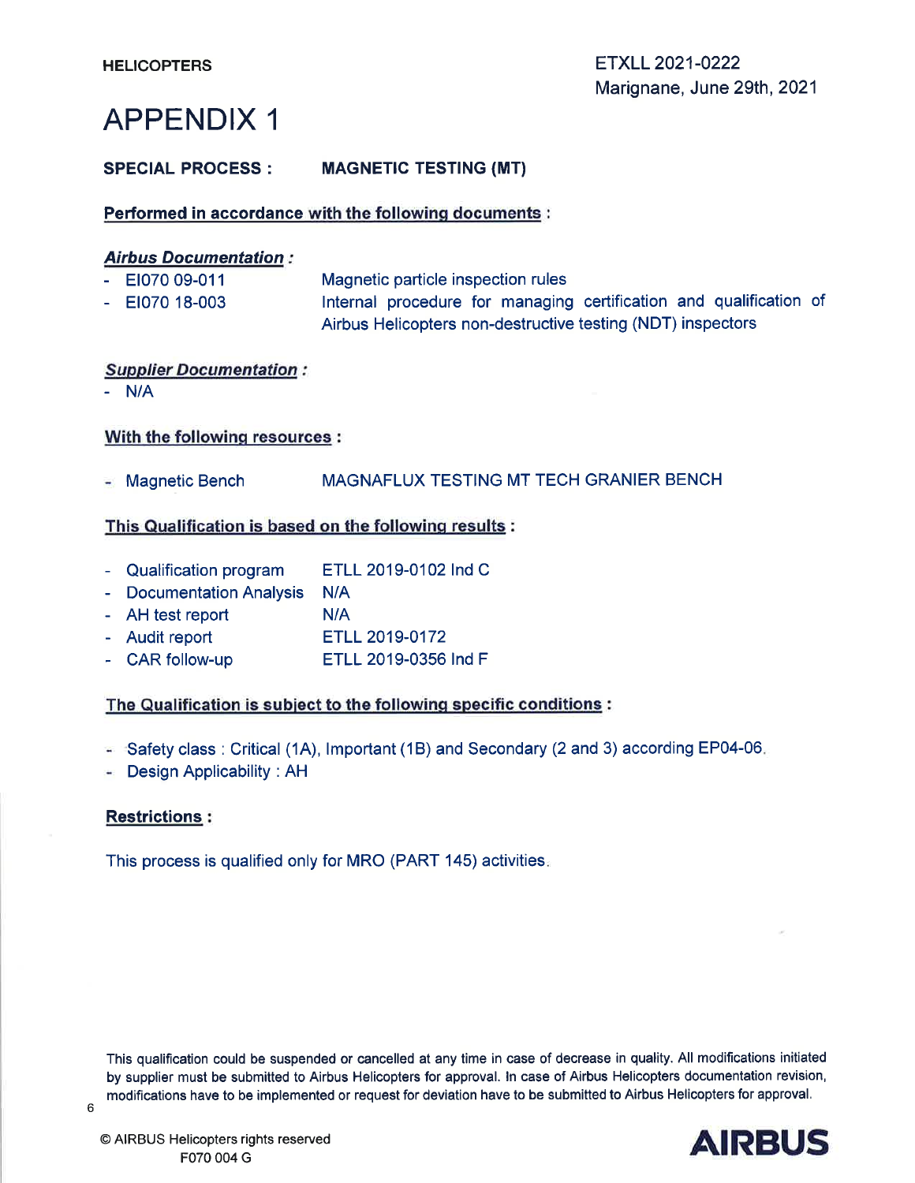HELICOPTERS

ETXLL 2021-0222
Marignane, June 29th, 2021

# APPENDIX 1

**SPECIAL PROCESS :** **MAGNETIC TESTING (MT)**

**Performed in accordance with the following documents :**

***Airbus Documentation :***

- EI070 09-011 — Magnetic particle inspection rules
- EI070 18-003 — Internal procedure for managing certification and qualification of Airbus Helicopters non-destructive testing (NDT) inspectors

***Supplier Documentation :***

- N/A

**With the following resources :**

- Magnetic Bench — MAGNAFLUX TESTING MT TECH GRANIER BENCH

**This Qualification is based on the following results :**

- Qualification program — ETLL 2019-0102 Ind C
- Documentation Analysis — N/A
- AH test report — N/A
- Audit report — ETLL 2019-0172
- CAR follow-up — ETLL 2019-0356 Ind F

**The Qualification is subject to the following specific conditions :**

- Safety class : Critical (1A), Important (1B) and Secondary (2 and 3) according EP04-06.
- Design Applicability : AH

**Restrictions :**

This process is qualified only for MRO (PART 145) activities.

This qualification could be suspended or cancelled at any time in case of decrease in quality. All modifications initiated by supplier must be submitted to Airbus Helicopters for approval. In case of Airbus Helicopters documentation revision, modifications have to be implemented or request for deviation have to be submitted to Airbus Helicopters for approval.

© AIRBUS Helicopters rights reserved
F070 004 G

AIRBUS